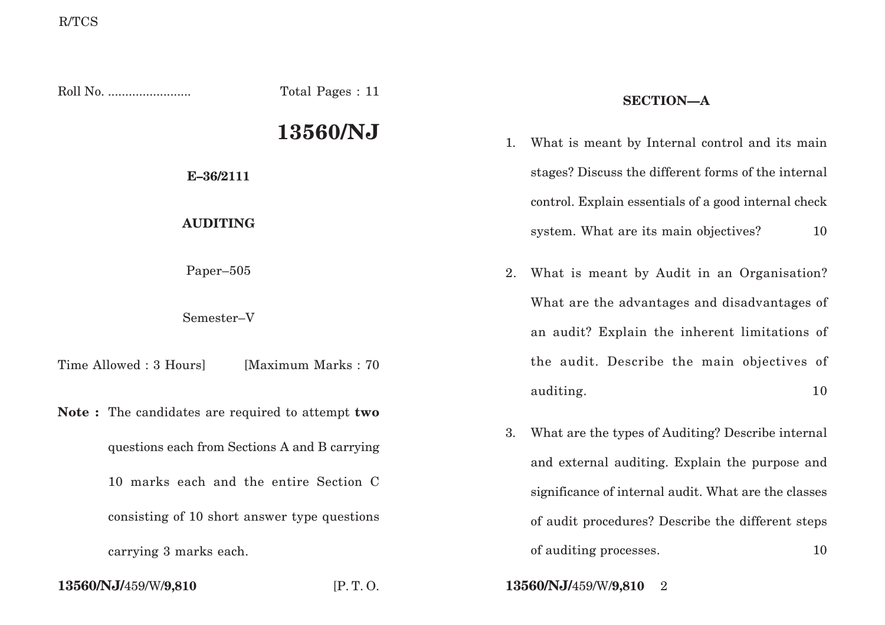R/TCS

Roll No. ........................ Total Pages : 11

# 13560/NJ

**E–36/2111**

**AUDITING**

Paper–505

Semester–V

Time Allowed : 3 Hours] [Maximum Marks : 70

**Note :** The candidates are required to attempt **two** questions each from Sections A and B carrying 10 marks each and the entire Section C consisting of 10 short answer type questions carrying 3 marks each.

**13560/NJ/**459/W/**9,810** [P. T. O.

## SECTION—A

1. What is meant by Internal control and its main stages? Discuss the different forms of the internal control. Explain essentials of a good internal check system. What are its main objectives? 10

2. What is meant by Audit in an Organisation? What are the advantages and disadvantages of an audit? Explain the inherent limitations of the audit. Describe the main objectives of auditing. 10

3. What are the types of Auditing? Describe internal and external auditing. Explain the purpose and significance of internal audit. What are the classes of audit procedures? Describe the different steps of auditing processes. 10

**13560/NJ/**459/W/**9,810**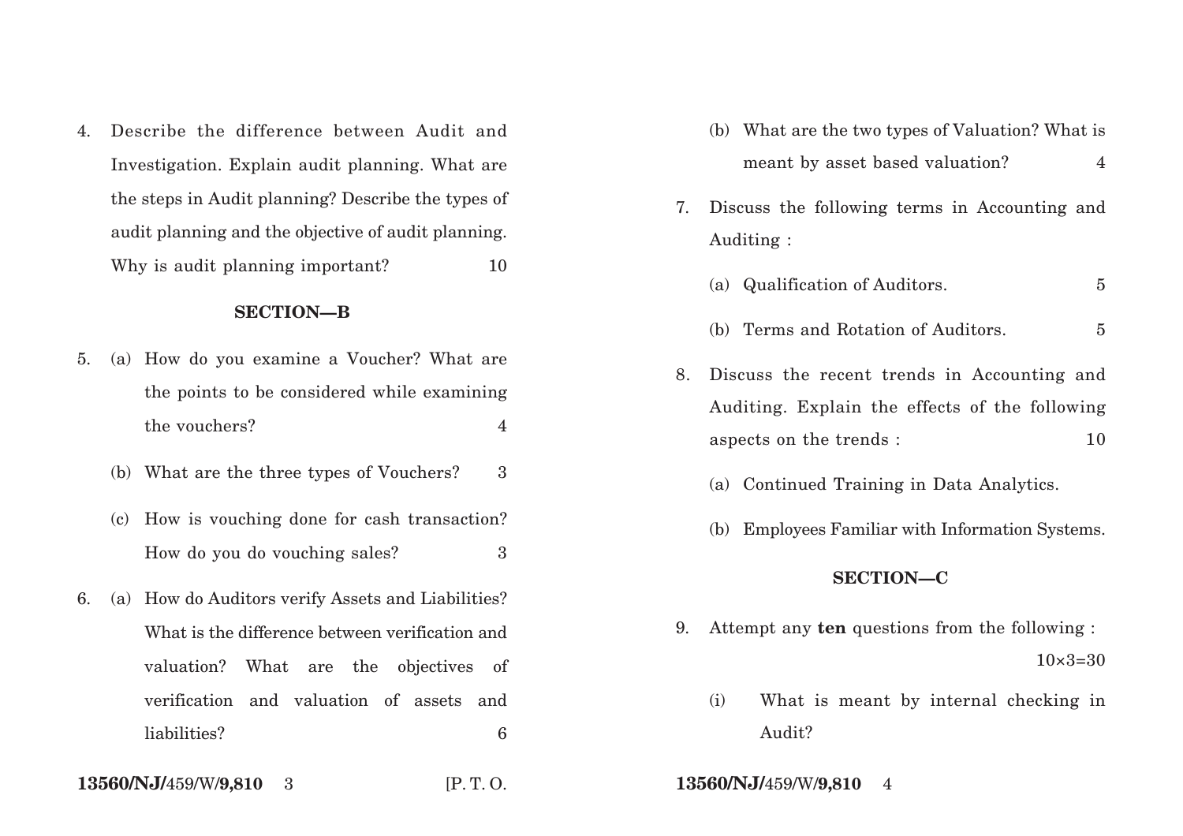4. Describe the difference between Audit and Investigation. Explain audit planning. What are the steps in Audit planning? Describe the types of audit planning and the objective of audit planning. Why is audit planning important? 10

## SECTION—B

5. (a) How do you examine a Voucher? What are the points to be considered while examining the vouchers? 4

   (b) What are the three types of Vouchers? 3

   (c) How is vouching done for cash transaction? How do you do vouching sales? 3

6. (a) How do Auditors verify Assets and Liabilities? What is the difference between verification and valuation? What are the objectives of verification and valuation of assets and liabilities? 6

   (b) What are the two types of Valuation? What is meant by asset based valuation? 4

7. Discuss the following terms in Accounting and Auditing :

   (a) Qualification of Auditors. 5

   (b) Terms and Rotation of Auditors. 5

8. Discuss the recent trends in Accounting and Auditing. Explain the effects of the following aspects on the trends : 10

   (a) Continued Training in Data Analytics.

   (b) Employees Familiar with Information Systems.

## SECTION—C

9. Attempt any **ten** questions from the following : 10×3=30

   (i) What is meant by internal checking in Audit?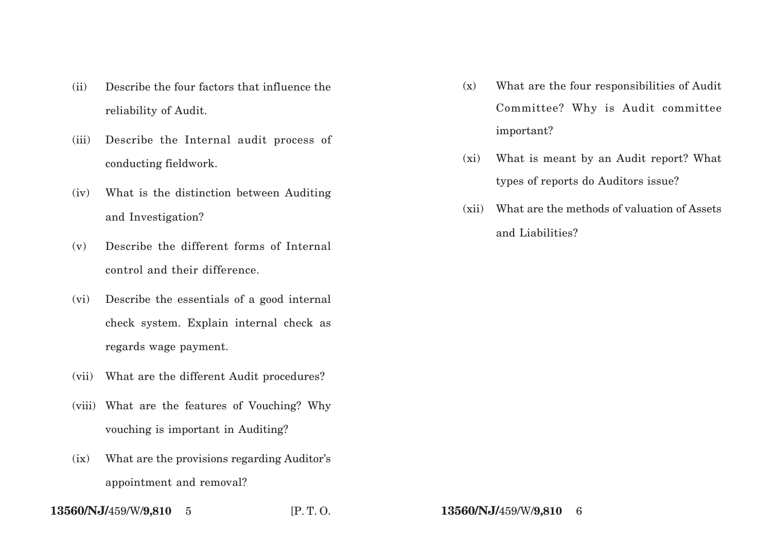(ii) Describe the four factors that influence the reliability of Audit.

(iii) Describe the Internal audit process of conducting fieldwork.

(iv) What is the distinction between Auditing and Investigation?

(v) Describe the different forms of Internal control and their difference.

(vi) Describe the essentials of a good internal check system. Explain internal check as regards wage payment.

(vii) What are the different Audit procedures?

(viii) What are the features of Vouching? Why vouching is important in Auditing?

(ix) What are the provisions regarding Auditor's appointment and removal?

(x) What are the four responsibilities of Audit Committee? Why is Audit committee important?

(xi) What is meant by an Audit report? What types of reports do Auditors issue?

(xii) What are the methods of valuation of Assets and Liabilities?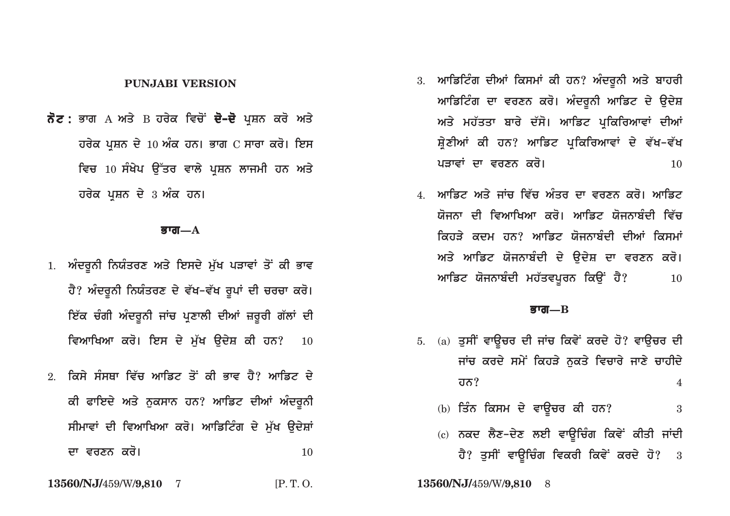## PUNJABI VERSION

**ਨੋਟ :** ਭਾਗ A ਅਤੇ B ਹਰੇਕ ਵਿਚੋਂ **ਦੋ-ਦੋ** ਪ੍ਰਸ਼ਨ ਕਰੋ ਅਤੇ ਹਰੇਕ ਪ੍ਰਸ਼ਨ ਦੇ 10 ਅੰਕ ਹਨ। ਭਾਗ C ਸਾਰਾ ਕਰੋ। ਇਸ ਵਿਚ 10 ਸੰਖੇਪ ਉੱਤਰ ਵਾਲੇ ਪ੍ਰਸ਼ਨ ਲਾਜਮੀ ਹਨ ਅਤੇ ਹਰੇਕ ਪ੍ਰਸ਼ਨ ਦੇ 3 ਅੰਕ ਹਨ।

### ਭਾਗ—A

1. ਅੰਦਰੂਨੀ ਨਿਯੰਤਰਣ ਅਤੇ ਇਸਦੇ ਮੁੱਖ ਪੜਾਵਾਂ ਤੋਂ ਕੀ ਭਾਵ ਹੈ? ਅੰਦਰੂਨੀ ਨਿਯੰਤਰਣ ਦੇ ਵੱਖ-ਵੱਖ ਰੂਪਾਂ ਦੀ ਚਰਚਾ ਕਰੋ। ਇੱਕ ਚੰਗੀ ਅੰਦਰੂਨੀ ਜਾਂਚ ਪ੍ਰਣਾਲੀ ਦੀਆਂ ਜ਼ਰੂਰੀ ਗੱਲਾਂ ਦੀ ਵਿਆਖਿਆ ਕਰੋ। ਇਸ ਦੇ ਮੁੱਖ ਉਦੇਸ਼ ਕੀ ਹਨ? 10

2. ਕਿਸੇ ਸੰਸਥਾ ਵਿੱਚ ਆਡਿਟ ਤੋਂ ਕੀ ਭਾਵ ਹੈ? ਆਡਿਟ ਦੇ ਕੀ ਫਾਇਦੇ ਅਤੇ ਨੁਕਸਾਨ ਹਨ? ਆਡਿਟ ਦੀਆਂ ਅੰਦਰੂਨੀ ਸੀਮਾਵਾਂ ਦੀ ਵਿਆਖਿਆ ਕਰੋ। ਆਡਿਟਿੰਗ ਦੇ ਮੁੱਖ ਉਦੇਸ਼ਾਂ ਦਾ ਵਰਣਨ ਕਰੋ। 10

3. ਆਡਿਟਿੰਗ ਦੀਆਂ ਕਿਸਮਾਂ ਕੀ ਹਨ? ਅੰਦਰੂਨੀ ਅਤੇ ਬਾਹਰੀ ਆਡਿਟਿੰਗ ਦਾ ਵਰਣਨ ਕਰੋ। ਅੰਦਰੂਨੀ ਆਡਿਟ ਦੇ ਉਦੇਸ਼ ਅਤੇ ਮਹੱਤਤਾ ਬਾਰੇ ਦੱਸੋ। ਆਡਿਟ ਪ੍ਰਕਿਰਿਆਵਾਂ ਦੀਆਂ ਸ਼੍ਰੇਣੀਆਂ ਕੀ ਹਨ? ਆਡਿਟ ਪ੍ਰਕਿਰਿਆਵਾਂ ਦੇ ਵੱਖ-ਵੱਖ ਪੜਾਵਾਂ ਦਾ ਵਰਣਨ ਕਰੋ। 10

4. ਆਡਿਟ ਅਤੇ ਜਾਂਚ ਵਿੱਚ ਅੰਤਰ ਦਾ ਵਰਣਨ ਕਰੋ। ਆਡਿਟ ਯੋਜਨਾ ਦੀ ਵਿਆਖਿਆ ਕਰੋ। ਆਡਿਟ ਯੋਜਨਾਬੰਦੀ ਵਿੱਚ ਕਿਹੜੇ ਕਦਮ ਹਨ? ਆਡਿਟ ਯੋਜਨਾਬੰਦੀ ਦੀਆਂ ਕਿਸਮਾਂ ਅਤੇ ਆਡਿਟ ਯੋਜਨਾਬੰਦੀ ਦੇ ਉਦੇਸ਼ ਦਾ ਵਰਣਨ ਕਰੋ। ਆਡਿਟ ਯੋਜਨਾਬੰਦੀ ਮਹੱਤਵਪੂਰਨ ਕਿਉਂ ਹੈ? 10

### ਭਾਗ—B

5. (a) ਤੁਸੀਂ ਵਾਊਚਰ ਦੀ ਜਾਂਚ ਕਿਵੇਂ ਕਰਦੇ ਹੋ? ਵਾਊਚਰ ਦੀ ਜਾਂਚ ਕਰਦੇ ਸਮੇਂ ਕਿਹੜੇ ਨੁਕਤੇ ਵਿਚਾਰੇ ਜਾਣੇ ਚਾਹੀਦੇ ਹਨ? 4

   (b) ਤਿੰਨ ਕਿਸਮ ਦੇ ਵਾਊਚਰ ਕੀ ਹਨ? 3

   (c) ਨਕਦ ਲੈਣ-ਦੇਣ ਲਈ ਵਾਊਚਿੰਗ ਕਿਵੇਂ ਕੀਤੀ ਜਾਂਦੀ ਹੈ? ਤੁਸੀਂ ਵਾਊਚਿੰਗ ਵਿਕਰੀ ਕਿਵੇਂ ਕਰਦੇ ਹੋ? 3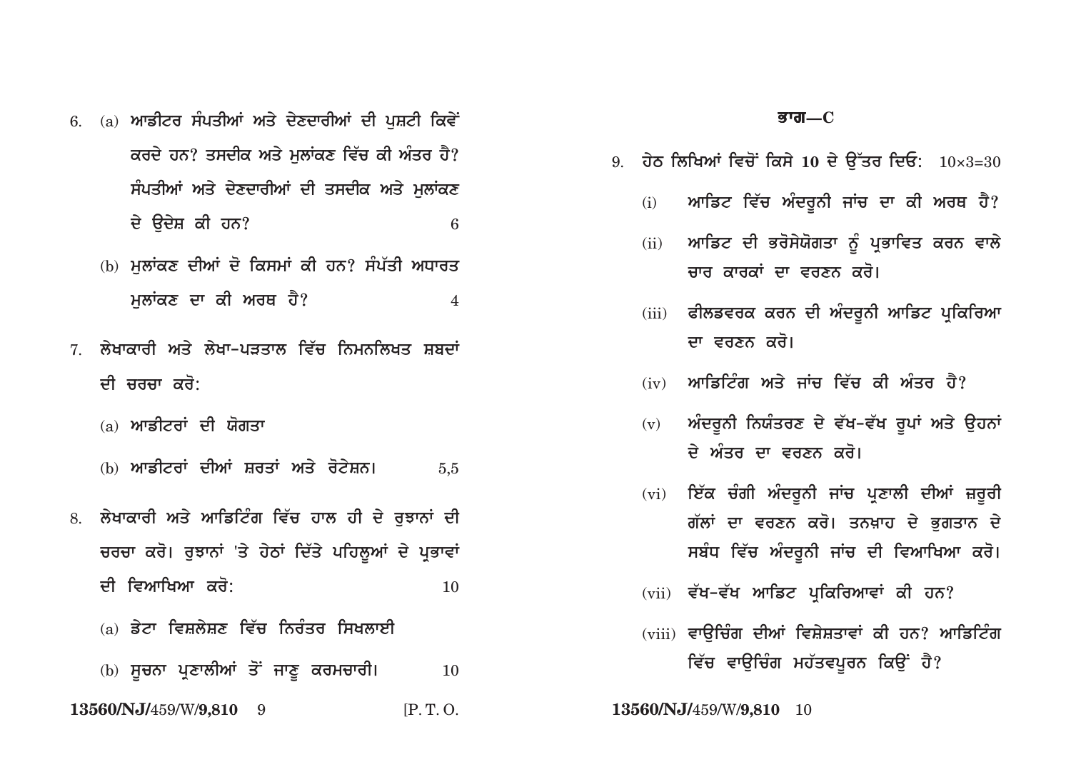6. (a) ਆਡੀਟਰ ਸੰਪਤੀਆਂ ਅਤੇ ਦੇਣਦਾਰੀਆਂ ਦੀ ਪੁਸ਼ਟੀ ਕਿਵੇਂ ਕਰਦੇ ਹਨ? ਤਸਦੀਕ ਅਤੇ ਮੁਲਾਂਕਣ ਵਿੱਚ ਕੀ ਅੰਤਰ ਹੈ? ਸੰਪਤੀਆਂ ਅਤੇ ਦੇਣਦਾਰੀਆਂ ਦੀ ਤਸਦੀਕ ਅਤੇ ਮੁਲਾਂਕਣ ਦੇ ਉਦੇਸ਼ ਕੀ ਹਨ? 6

   (b) ਮੁਲਾਂਕਣ ਦੀਆਂ ਦੋ ਕਿਸਮਾਂ ਕੀ ਹਨ? ਸੰਪੱਤੀ ਅਧਾਰਤ ਮੁਲਾਂਕਣ ਦਾ ਕੀ ਅਰਥ ਹੈ? 4

7. ਲੇਖਾਕਾਰੀ ਅਤੇ ਲੇਖਾ-ਪੜਤਾਲ ਵਿੱਚ ਨਿਮਨਲਿਖਤ ਸ਼ਬਦਾਂ ਦੀ ਚਰਚਾ ਕਰੋ:

   (a) ਆਡੀਟਰਾਂ ਦੀ ਯੋਗਤਾ

   (b) ਆਡੀਟਰਾਂ ਦੀਆਂ ਸ਼ਰਤਾਂ ਅਤੇ ਰੋਟੇਸ਼ਨ। 5,5

8. ਲੇਖਾਕਾਰੀ ਅਤੇ ਆਡਿਟਿੰਗ ਵਿੱਚ ਹਾਲ ਹੀ ਦੇ ਰੁਝਾਨਾਂ ਦੀ ਚਰਚਾ ਕਰੋ। ਰੁਝਾਨਾਂ 'ਤੇ ਹੇਠਾਂ ਦਿੱਤੇ ਪਹਿਲੂਆਂ ਦੇ ਪ੍ਰਭਾਵਾਂ ਦੀ ਵਿਆਖਿਆ ਕਰੋ: 10

   (a) ਡੇਟਾ ਵਿਸ਼ਲੇਸ਼ਣ ਵਿੱਚ ਨਿਰੰਤਰ ਸਿਖਲਾਈ

   (b) ਸੂਚਨਾ ਪ੍ਰਣਾਲੀਆਂ ਤੋਂ ਜਾਣੂ ਕਰਮਚਾਰੀ। 10

## ਭਾਗ—C

9. ਹੇਠ ਲਿਖਿਆਂ ਵਿਚੋਂ ਕਿਸੇ **10** ਦੇ ਉੱਤਰ ਦਿਓ: 10×3=30

   (i) ਆਡਿਟ ਵਿੱਚ ਅੰਦਰੂਨੀ ਜਾਂਚ ਦਾ ਕੀ ਅਰਥ ਹੈ?

   (ii) ਆਡਿਟ ਦੀ ਭਰੋਸੇਯੋਗਤਾ ਨੂੰ ਪ੍ਰਭਾਵਿਤ ਕਰਨ ਵਾਲੇ ਚਾਰ ਕਾਰਕਾਂ ਦਾ ਵਰਣਨ ਕਰੋ।

   (iii) ਫੀਲਡਵਰਕ ਕਰਨ ਦੀ ਅੰਦਰੂਨੀ ਆਡਿਟ ਪ੍ਰਕਿਰਿਆ ਦਾ ਵਰਣਨ ਕਰੋ।

   (iv) ਆਡਿਟਿੰਗ ਅਤੇ ਜਾਂਚ ਵਿੱਚ ਕੀ ਅੰਤਰ ਹੈ?

   (v) ਅੰਦਰੂਨੀ ਨਿਯੰਤਰਣ ਦੇ ਵੱਖ-ਵੱਖ ਰੂਪਾਂ ਅਤੇ ਉਹਨਾਂ ਦੇ ਅੰਤਰ ਦਾ ਵਰਣਨ ਕਰੋ।

   (vi) ਇੱਕ ਚੰਗੀ ਅੰਦਰੂਨੀ ਜਾਂਚ ਪ੍ਰਣਾਲੀ ਦੀਆਂ ਜ਼ਰੂਰੀ ਗੱਲਾਂ ਦਾ ਵਰਣਨ ਕਰੋ। ਤਨਖ਼ਾਹ ਦੇ ਭੁਗਤਾਨ ਦੇ ਸਬੰਧ ਵਿੱਚ ਅੰਦਰੂਨੀ ਜਾਂਚ ਦੀ ਵਿਆਖਿਆ ਕਰੋ।

   (vii) ਵੱਖ-ਵੱਖ ਆਡਿਟ ਪ੍ਰਕਿਰਿਆਵਾਂ ਕੀ ਹਨ?

   (viii) ਵਾਉਚਿੰਗ ਦੀਆਂ ਵਿਸ਼ੇਸ਼ਤਾਵਾਂ ਕੀ ਹਨ? ਆਡਿਟਿੰਗ ਵਿੱਚ ਵਾਉਚਿੰਗ ਮਹੱਤਵਪੂਰਨ ਕਿਉਂ ਹੈ?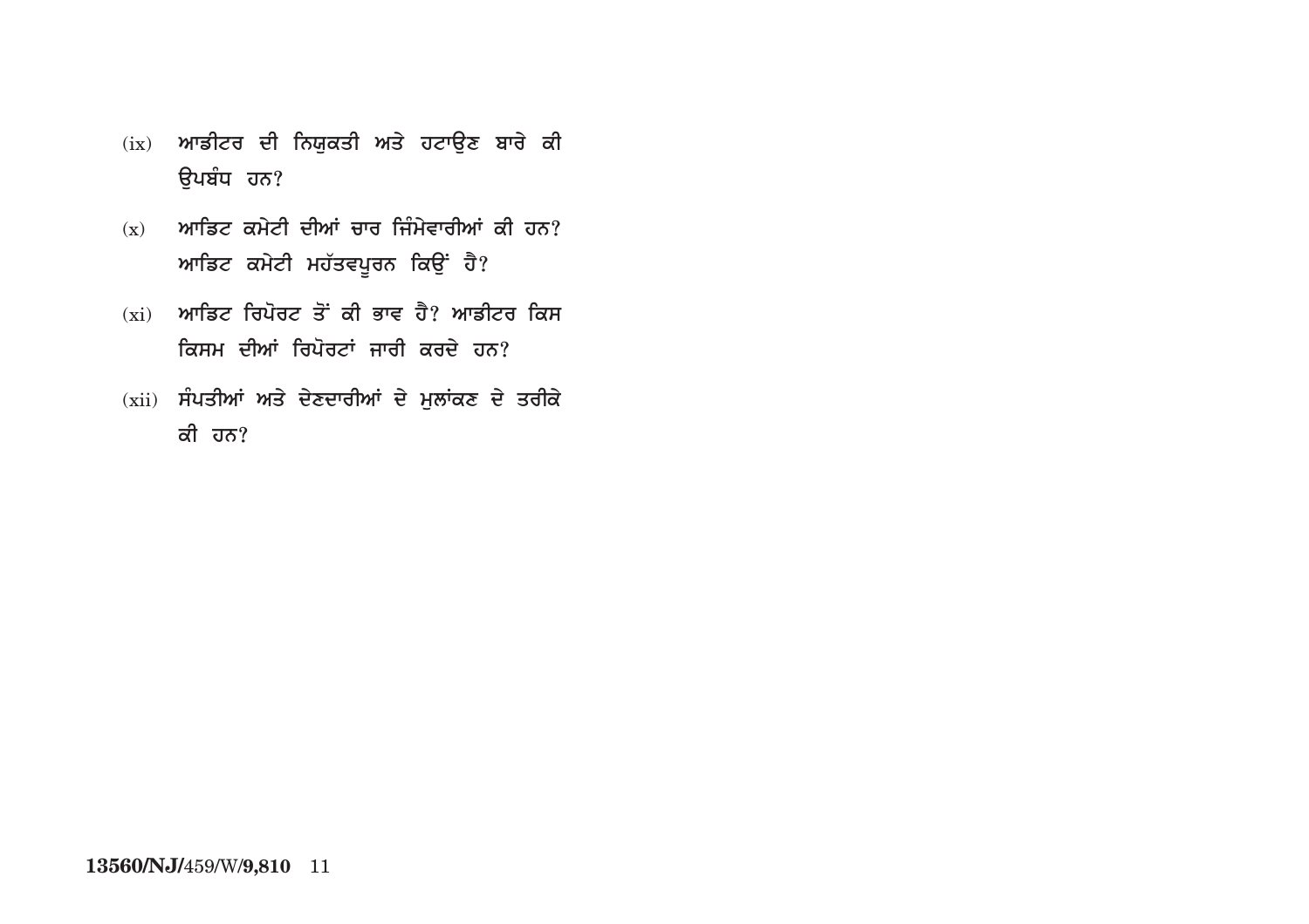(ix) ਆਡੀਟਰ ਦੀ ਨਿਯੁਕਤੀ ਅਤੇ ਹਟਾਉਣ ਬਾਰੇ ਕੀ ਉਪਬੰਧ ਹਨ?

(x) ਆਡਿਟ ਕਮੇਟੀ ਦੀਆਂ ਚਾਰ ਜਿੰਮੇਵਾਰੀਆਂ ਕੀ ਹਨ? ਆਡਿਟ ਕਮੇਟੀ ਮਹੱਤਵਪੂਰਨ ਕਿਉਂ ਹੈ?

(xi) ਆਡਿਟ ਰਿਪੋਰਟ ਤੋਂ ਕੀ ਭਾਵ ਹੈ? ਆਡੀਟਰ ਕਿਸ ਕਿਸਮ ਦੀਆਂ ਰਿਪੋਰਟਾਂ ਜਾਰੀ ਕਰਦੇ ਹਨ?

(xii) ਸੰਪਤੀਆਂ ਅਤੇ ਦੇਣਦਾਰੀਆਂ ਦੇ ਮੁਲਾਂਕਣ ਦੇ ਤਰੀਕੇ ਕੀ ਹਨ?

**13560/NJ/**459/W/**9,810**